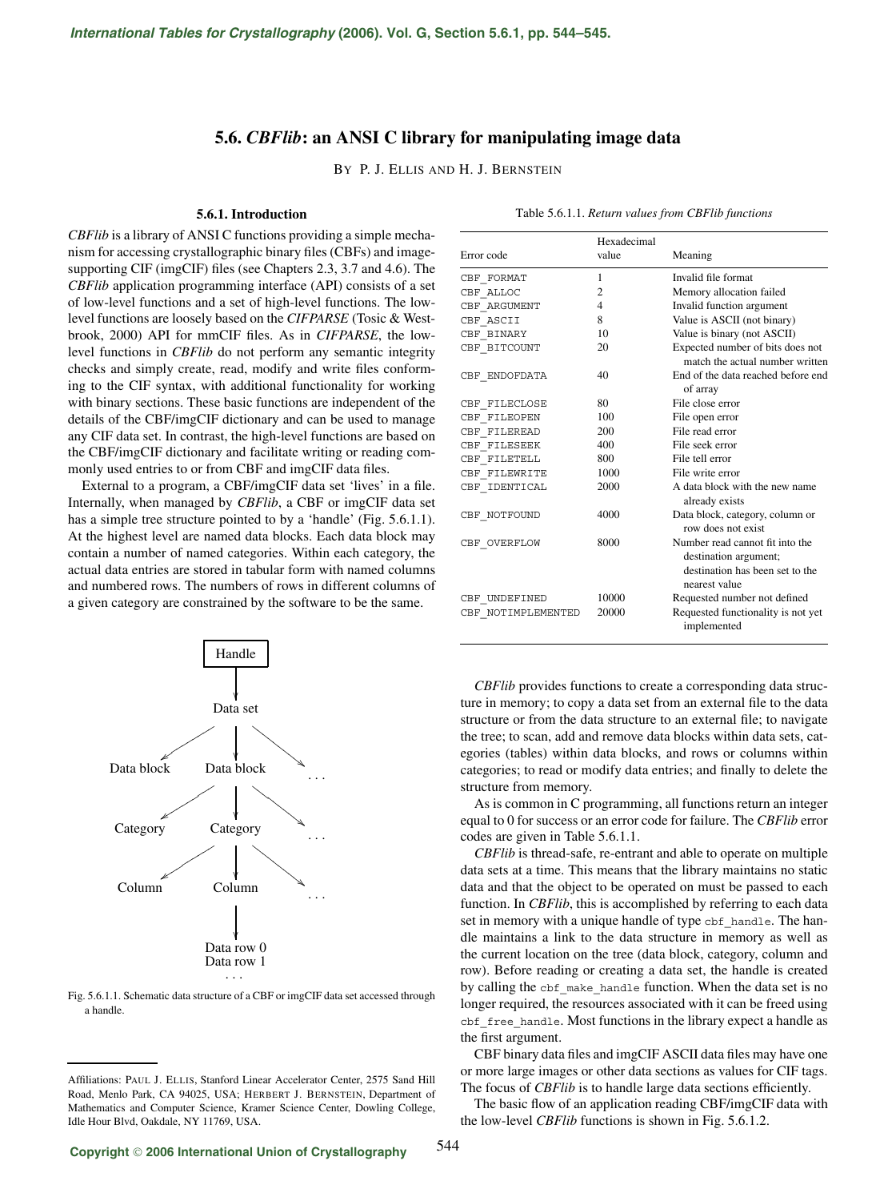# 5.6. *CBFlib*: an ANSI C library for manipulating image data

BY P. J. ELLIS AND H. J. BERNSTEIN

## 5.6.1. Introduction

*CBFlib* is a library of ANSI C functions providing a simple mechanism for accessing crystallographic binary files (CBFs) and image-supporting CIF (imgCIF) files (see Chapters 2.3, 3.7 and 4.6). The *CBFlib* application programming interface (API) consists of a set of low-level functions and a set of high-level functions. The low-level functions are loosely based on the *CIFPARSE* (Tosic & Westbrook, 2000) API for mmCIF files. As in *CIFPARSE*, the low-level functions in *CBFlib* do not perform any semantic integrity checks and simply create, read, modify and write files conforming to the CIF syntax, with additional functionality for working with binary sections. These basic functions are independent of the details of the CBF/imgCIF dictionary and can be used to manage any CIF data set. In contrast, the high-level functions are based on the CBF/imgCIF dictionary and facilitate writing or reading commonly used entries to or from CBF and imgCIF data files.

External to a program, a CBF/imgCIF data set 'lives' in a file. Internally, when managed by *CBFlib*, a CBF or imgCIF data set has a simple tree structure pointed to by a 'handle' (Fig. 5.6.1.1). At the highest level are named data blocks. Each data block may contain a number of named categories. Within each category, the actual data entries are stored in tabular form with named columns and numbered rows. The numbers of rows in different columns of a given category are constrained by the software to be the same.

```
                Handle
                  |
               Data set
            /     |     \
   Data block  Data block  ...
            /     |     \
   Category    Category    ...
            /     |     \
     Column     Column     ...
                  |
              Data row 0
              Data row 1
                 ...
```

Fig. 5.6.1.1. Schematic data structure of a CBF or imgCIF data set accessed through a handle.

Table 5.6.1.1. *Return values from CBFlib functions*

| Error code | Hexadecimal value | Meaning |
|---|---|---|
| CBF_FORMAT | 1 | Invalid file format |
| CBF_ALLOC | 2 | Memory allocation failed |
| CBF_ARGUMENT | 4 | Invalid function argument |
| CBF_ASCII | 8 | Value is ASCII (not binary) |
| CBF_BINARY | 10 | Value is binary (not ASCII) |
| CBF_BITCOUNT | 20 | Expected number of bits does not match the actual number written |
| CBF_ENDOFDATA | 40 | End of the data reached before end of array |
| CBF_FILECLOSE | 80 | File close error |
| CBF_FILEOPEN | 100 | File open error |
| CBF_FILEREAD | 200 | File read error |
| CBF_FILESEEK | 400 | File seek error |
| CBF_FILETELL | 800 | File tell error |
| CBF_FILEWRITE | 1000 | File write error |
| CBF_IDENTICAL | 2000 | A data block with the new name already exists |
| CBF_NOTFOUND | 4000 | Data block, category, column or row does not exist |
| CBF_OVERFLOW | 8000 | Number read cannot fit into the destination argument; destination has been set to the nearest value |
| CBF_UNDEFINED | 10000 | Requested number not defined |
| CBF_NOTIMPLEMENTED | 20000 | Requested functionality is not yet implemented |

*CBFlib* provides functions to create a corresponding data structure in memory; to copy a data set from an external file to the data structure or from the data structure to an external file; to navigate the tree; to scan, add and remove data blocks within data sets, categories (tables) within data blocks, and rows or columns within categories; to read or modify data entries; and finally to delete the structure from memory.

As is common in C programming, all functions return an integer equal to 0 for success or an error code for failure. The *CBFlib* error codes are given in Table 5.6.1.1.

*CBFlib* is thread-safe, re-entrant and able to operate on multiple data sets at a time. This means that the library maintains no static data and that the object to be operated on must be passed to each function. In *CBFlib*, this is accomplished by referring to each data set in memory with a unique handle of type `cbf_handle`. The handle maintains a link to the data structure in memory as well as the current location on the tree (data block, category, column and row). Before reading or creating a data set, the handle is created by calling the `cbf_make_handle` function. When the data set is no longer required, the resources associated with it can be freed using `cbf_free_handle`. Most functions in the library expect a handle as the first argument.

CBF binary data files and imgCIF ASCII data files may have one or more large images or other data sections as values for CIF tags. The focus of *CBFlib* is to handle large data sections efficiently.

The basic flow of an application reading CBF/imgCIF data with the low-level *CBFlib* functions is shown in Fig. 5.6.1.2.

---

Affiliations: PAUL J. ELLIS, Stanford Linear Accelerator Center, 2575 Sand Hill Road, Menlo Park, CA 94025, USA; HERBERT J. BERNSTEIN, Department of Mathematics and Computer Science, Kramer Science Center, Dowling College, Idle Hour Blvd, Oakdale, NY 11769, USA.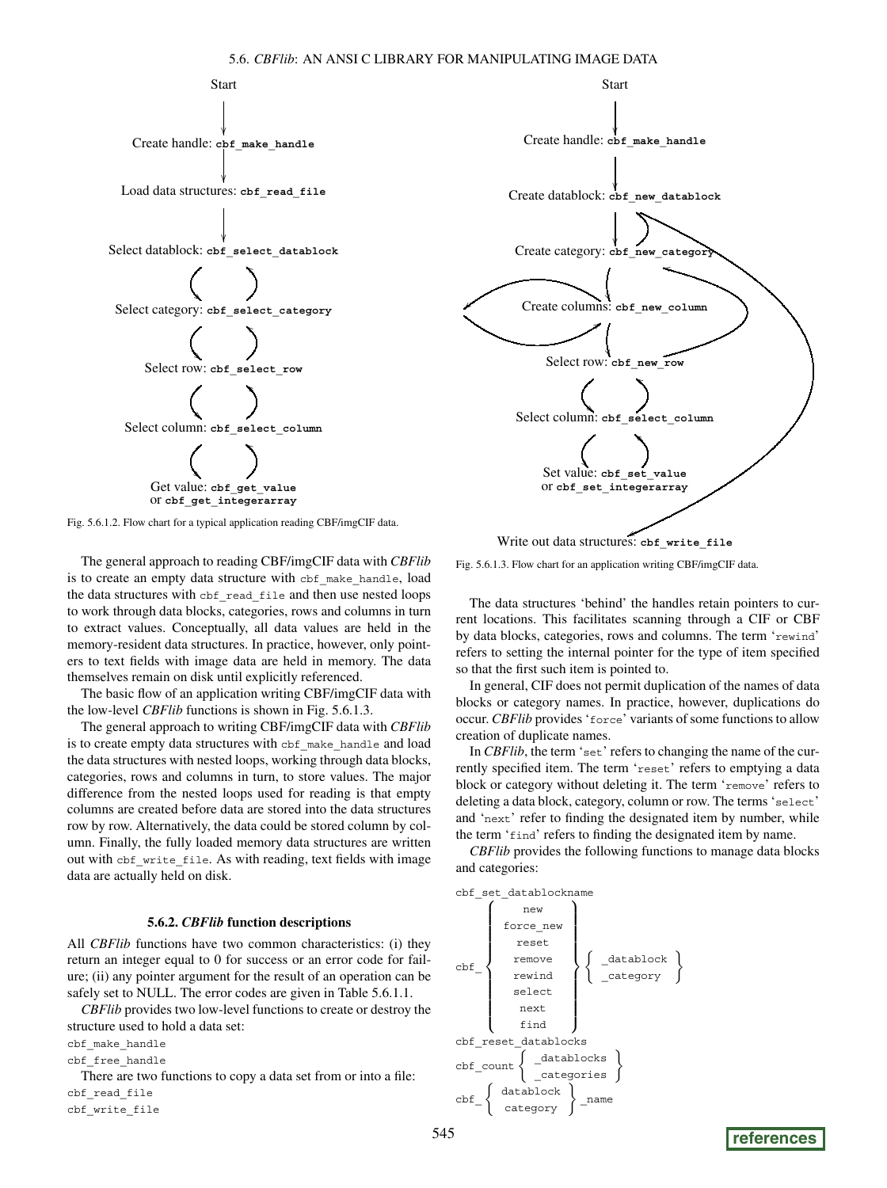Start

Create handle: **cbf_make_handle**

Load data structures: **cbf_read_file**

Select datablock: **cbf_select_datablock**

Select category: **cbf_select_category**

Select row: **cbf_select_row**

Select column: **cbf_select_column**

Get value: **cbf_get_value**
or **cbf_get_integerarray**

Fig. 5.6.1.2. Flow chart for a typical application reading CBF/imgCIF data.

The general approach to reading CBF/imgCIF data with *CBFlib* is to create an empty data structure with `cbf_make_handle`, load the data structures with `cbf_read_file` and then use nested loops to work through data blocks, categories, rows and columns in turn to extract values. Conceptually, all data values are held in the memory-resident data structures. In practice, however, only pointers to text fields with image data are held in memory. The data themselves remain on disk until explicitly referenced.

The basic flow of an application writing CBF/imgCIF data with the low-level *CBFlib* functions is shown in Fig. 5.6.1.3.

The general approach to writing CBF/imgCIF data with *CBFlib* is to create empty data structures with `cbf_make_handle` and load the data structures with nested loops, working through data blocks, categories, rows and columns in turn, to store values. The major difference from the nested loops used for reading is that empty columns are created before data are stored into the data structures row by row. Alternatively, the data could be stored column by column. Finally, the fully loaded memory data structures are written out with `cbf_write_file`. As with reading, text fields with image data are actually held on disk.

Start

Create handle: **cbf_make_handle**

Create datablock: **cbf_new_datablock**

Create category: **cbf_new_category**

Create columns: **cbf_new_column**

Select row: **cbf_new_row**

Select column: **cbf_select_column**

Set value: **cbf_set_value**
or **cbf_set_integerarray**

Write out data structures: **cbf_write_file**

Fig. 5.6.1.3. Flow chart for an application writing CBF/imgCIF data.

The data structures 'behind' the handles retain pointers to current locations. This facilitates scanning through a CIF or CBF by data blocks, categories, rows and columns. The term '`rewind`' refers to setting the internal pointer for the type of item specified so that the first such item is pointed to.

In general, CIF does not permit duplication of the names of data blocks or category names. In practice, however, duplications do occur. *CBFlib* provides '`force`' variants of some functions to allow creation of duplicate names.

In *CBFlib*, the term '`set`' refers to changing the name of the currently specified item. The term '`reset`' refers to emptying a data block or category without deleting it. The term '`remove`' refers to deleting a data block, category, column or row. The terms '`select`' and '`next`' refer to finding the designated item by number, while the term '`find`' refers to finding the designated item by name.

*CBFlib* provides the following functions to manage data blocks and categories:

```
cbf_set_datablockname
     { new       }
     { force_new }
     { reset     }
cbf_ { remove    } { _datablock }
     { rewind    } { _category  }
     { select    }
     { next      }
     { find      }
cbf_reset_datablocks
cbf_count { _datablocks }
          { _categories }
cbf_ { datablock } _name
     { category  }
```

## 5.6.2. *CBFlib* function descriptions

All *CBFlib* functions have two common characteristics: (i) they return an integer equal to 0 for success or an error code for failure; (ii) any pointer argument for the result of an operation can be safely set to NULL. The error codes are given in Table 5.6.1.1.

*CBFlib* provides two low-level functions to create or destroy the structure used to hold a data set:

```
cbf_make_handle
cbf_free_handle
```

There are two functions to copy a data set from or into a file:

```
cbf_read_file
cbf_write_file
```